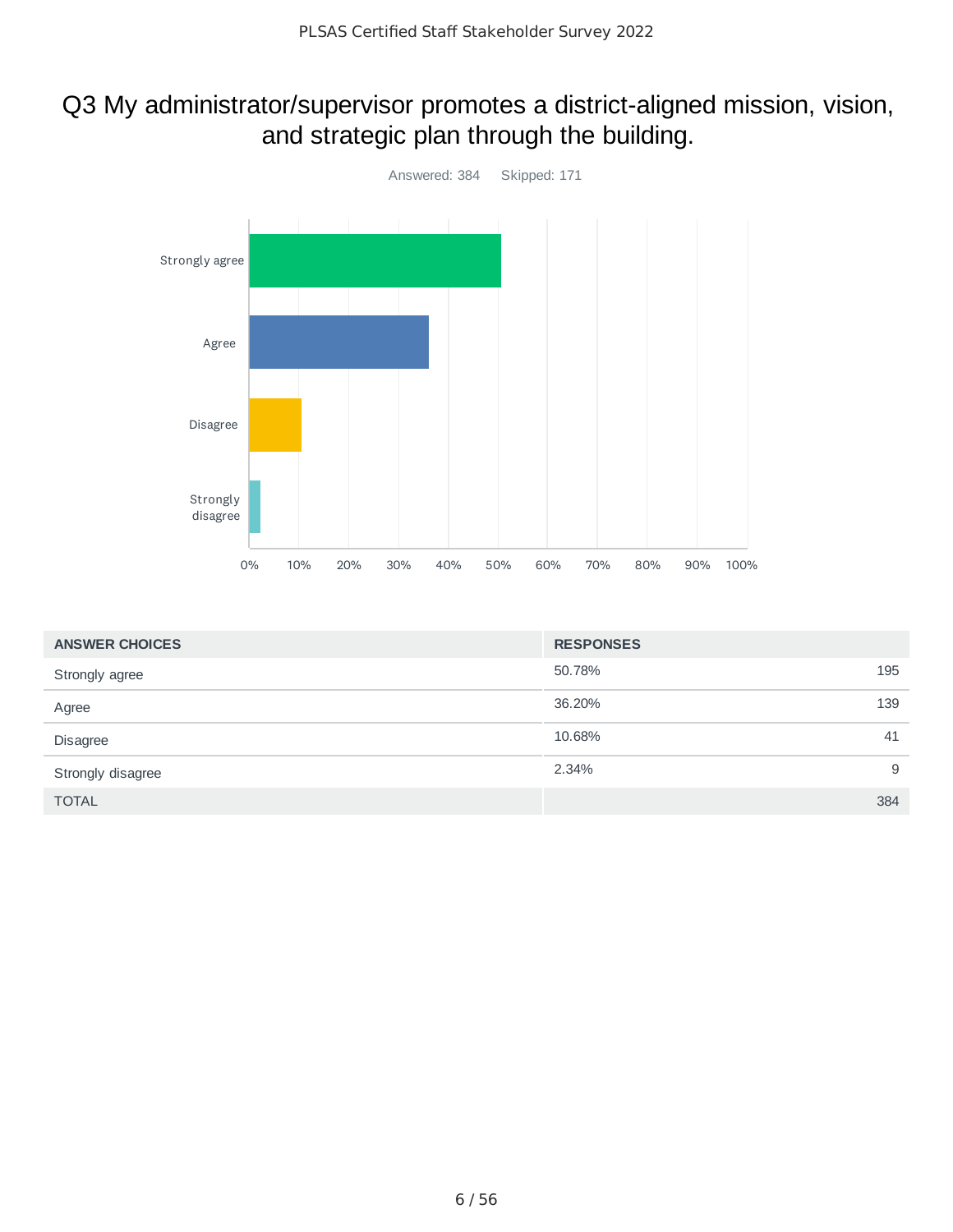## Q3 My administrator/supervisor promotes a district-aligned mission, vision, and strategic plan through the building.

Answered: 384    Skipped: 171

| ANSWER CHOICES | RESPONSES | |
|---|---|---|
| Strongly agree | 50.78% | 195 |
| Agree | 36.20% | 139 |
| Disagree | 10.68% | 41 |
| Strongly disagree | 2.34% | 9 |
| TOTAL | | 384 |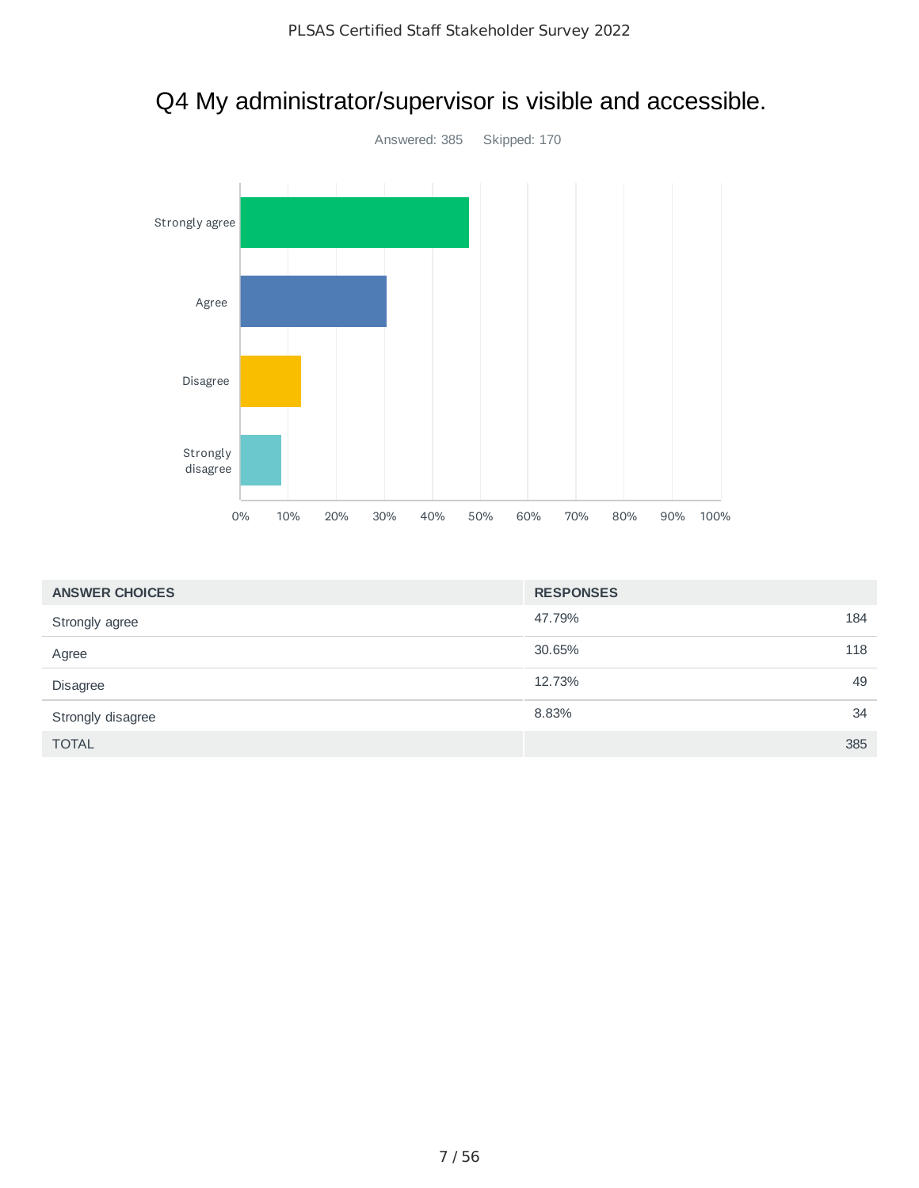# Q4 My administrator/supervisor is visible and accessible.

Answered: 385 Skipped: 170

| ANSWER CHOICES | RESPONSES | |
|---|---|---|
| Strongly agree | 47.79% | 184 |
| Agree | 30.65% | 118 |
| Disagree | 12.73% | 49 |
| Strongly disagree | 8.83% | 34 |
| TOTAL | | 385 |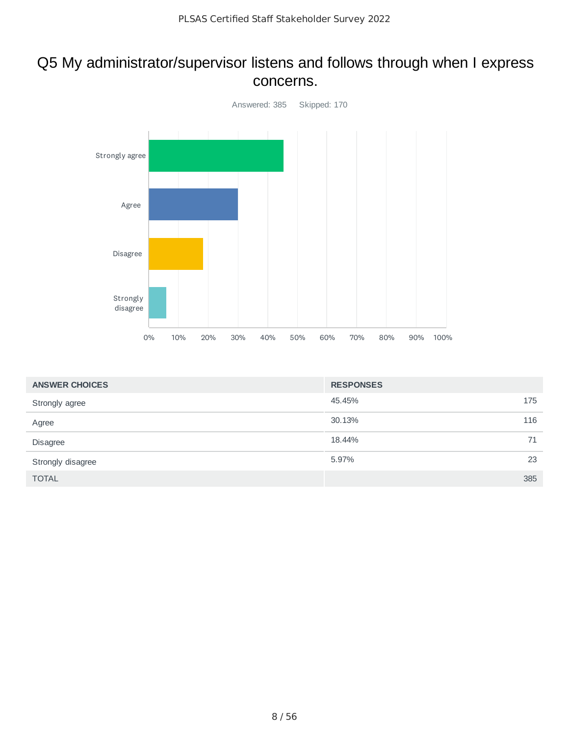## Q5 My administrator/supervisor listens and follows through when I express concerns.

Answered: 385 Skipped: 170

| ANSWER CHOICES | RESPONSES | |
|---|---|---|
| Strongly agree | 45.45% | 175 |
| Agree | 30.13% | 116 |
| Disagree | 18.44% | 71 |
| Strongly disagree | 5.97% | 23 |
| TOTAL | | 385 |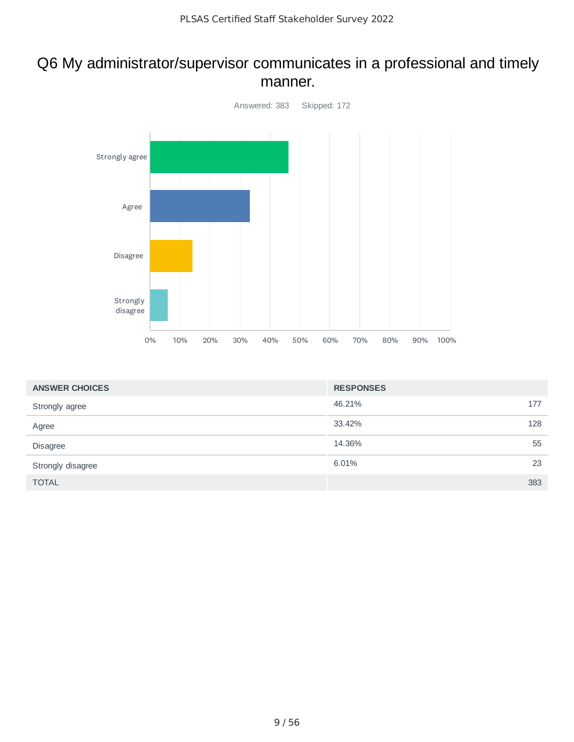# Q6 My administrator/supervisor communicates in a professional and timely manner.

Answered: 383 Skipped: 172

| ANSWER CHOICES | RESPONSES | |
|---|---|---|
| Strongly agree | 46.21% | 177 |
| Agree | 33.42% | 128 |
| Disagree | 14.36% | 55 |
| Strongly disagree | 6.01% | 23 |
| TOTAL | | 383 |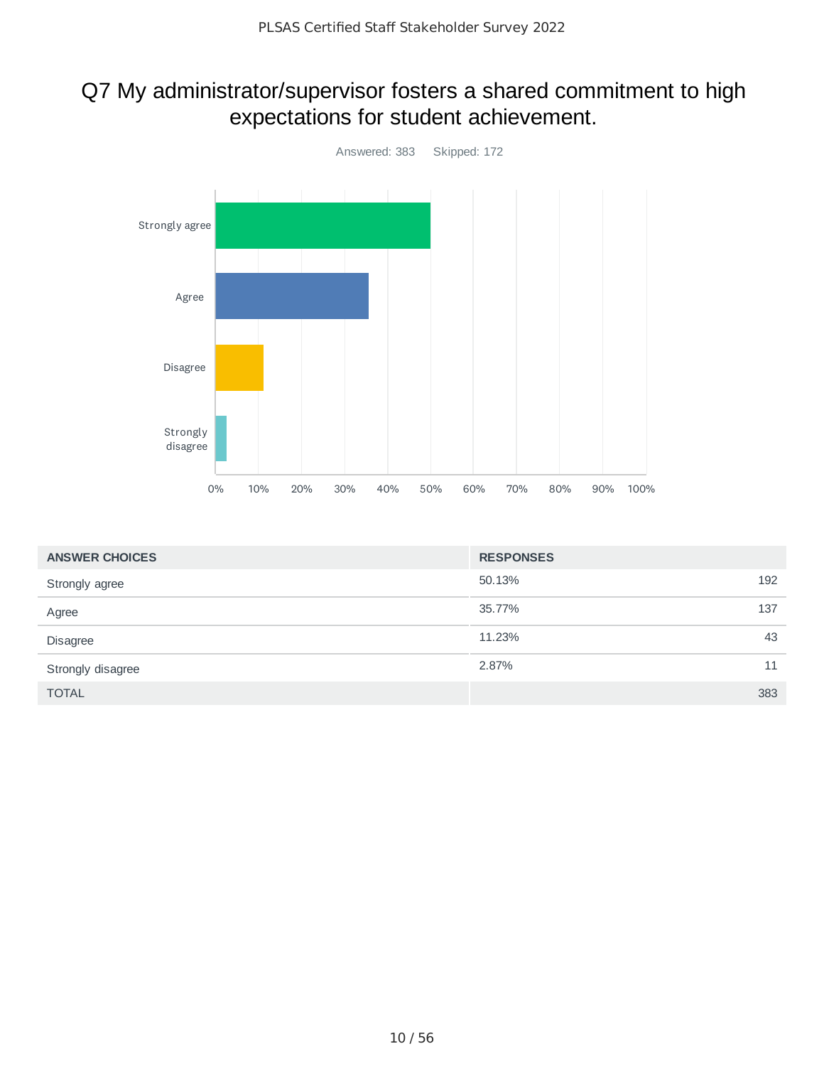# Q7 My administrator/supervisor fosters a shared commitment to high expectations for student achievement.

Answered: 383 Skipped: 172

| ANSWER CHOICES | RESPONSES | |
|---|---|---|
| Strongly agree | 50.13% | 192 |
| Agree | 35.77% | 137 |
| Disagree | 11.23% | 43 |
| Strongly disagree | 2.87% | 11 |
| TOTAL | | 383 |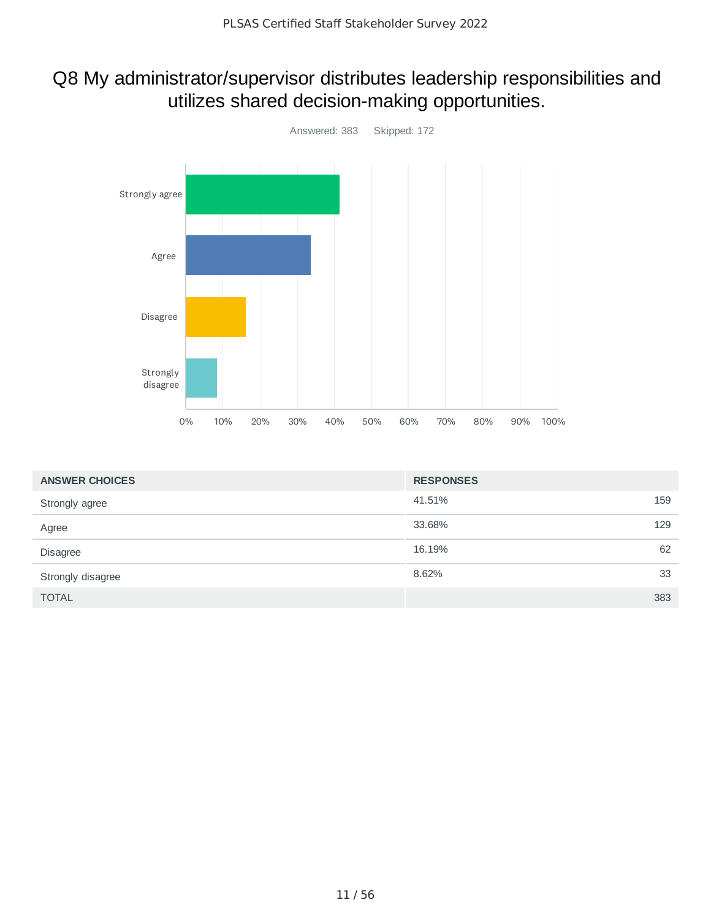# Q8 My administrator/supervisor distributes leadership responsibilities and utilizes shared decision-making opportunities.

Answered: 383    Skipped: 172

| ANSWER CHOICES | RESPONSES | |
|---|---|---|
| Strongly agree | 41.51% | 159 |
| Agree | 33.68% | 129 |
| Disagree | 16.19% | 62 |
| Strongly disagree | 8.62% | 33 |
| TOTAL | | 383 |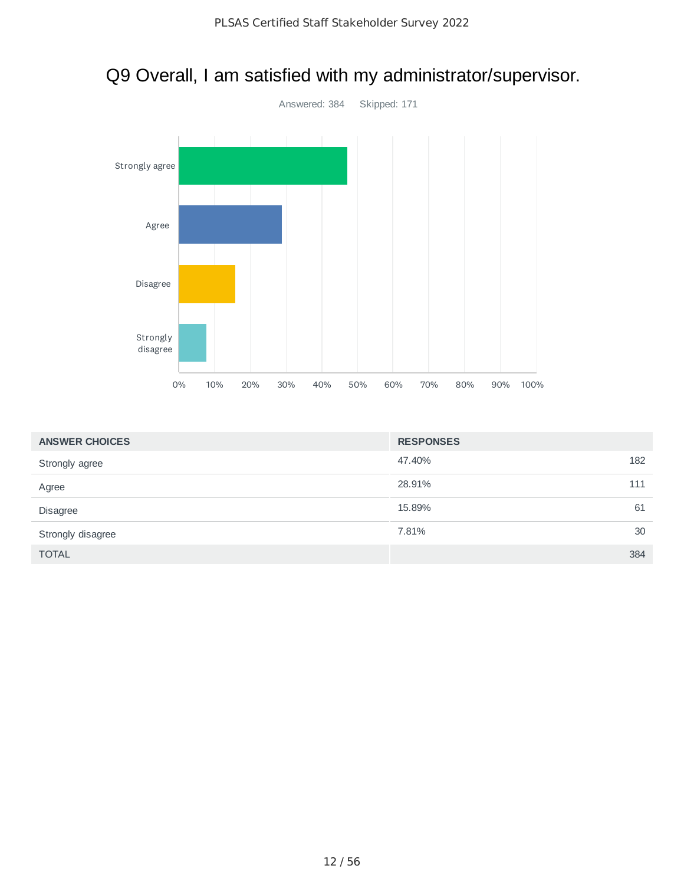# Q9 Overall, I am satisfied with my administrator/supervisor.

Answered: 384 Skipped: 171

| ANSWER CHOICES | RESPONSES | |
|---|---|---|
| Strongly agree | 47.40% | 182 |
| Agree | 28.91% | 111 |
| Disagree | 15.89% | 61 |
| Strongly disagree | 7.81% | 30 |
| TOTAL | | 384 |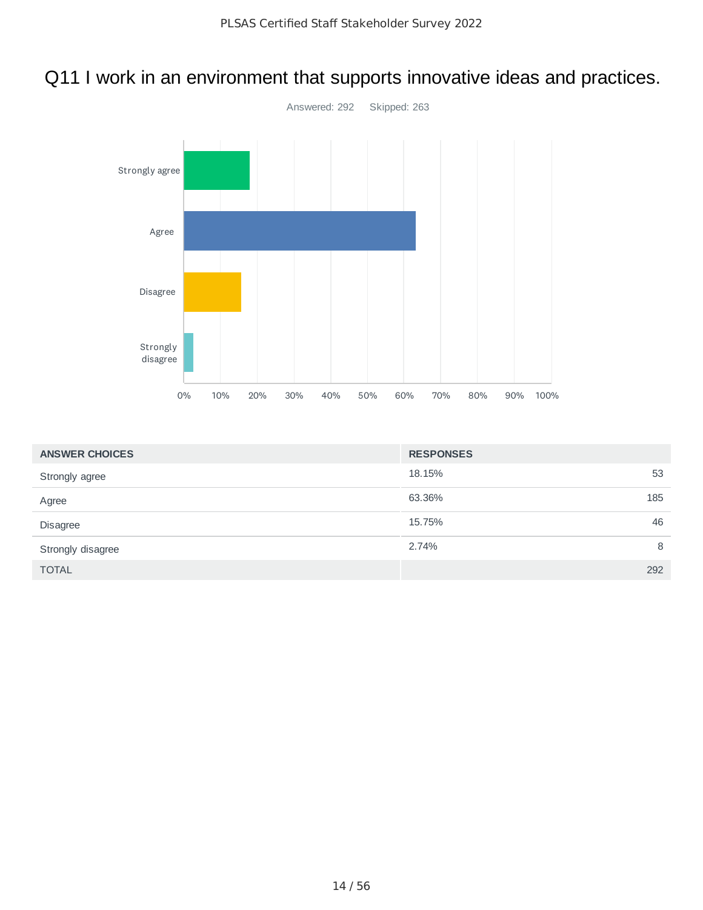# Q11 I work in an environment that supports innovative ideas and practices.

Answered: 292 Skipped: 263

| ANSWER CHOICES | RESPONSES | |
|---|---|---|
| Strongly agree | 18.15% | 53 |
| Agree | 63.36% | 185 |
| Disagree | 15.75% | 46 |
| Strongly disagree | 2.74% | 8 |
| TOTAL | | 292 |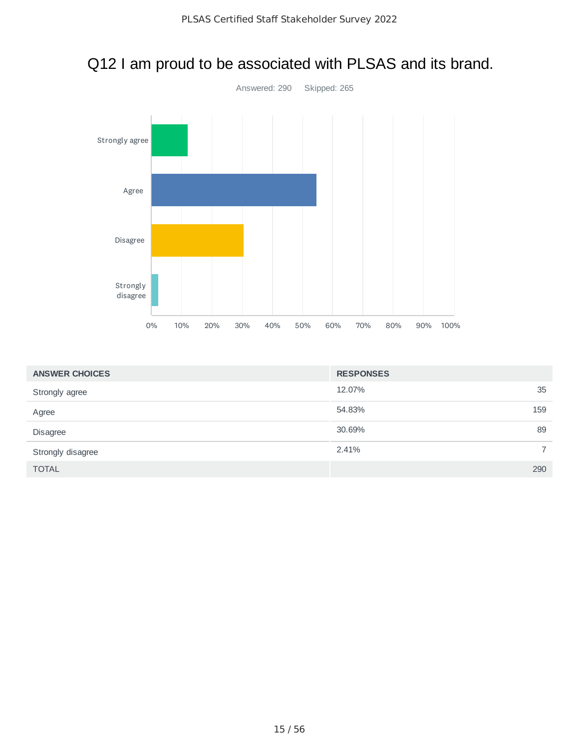# Q12 I am proud to be associated with PLSAS and its brand.

Answered: 290 Skipped: 265

| ANSWER CHOICES | RESPONSES | |
|---|---|---|
| Strongly agree | 12.07% | 35 |
| Agree | 54.83% | 159 |
| Disagree | 30.69% | 89 |
| Strongly disagree | 2.41% | 7 |
| TOTAL | | 290 |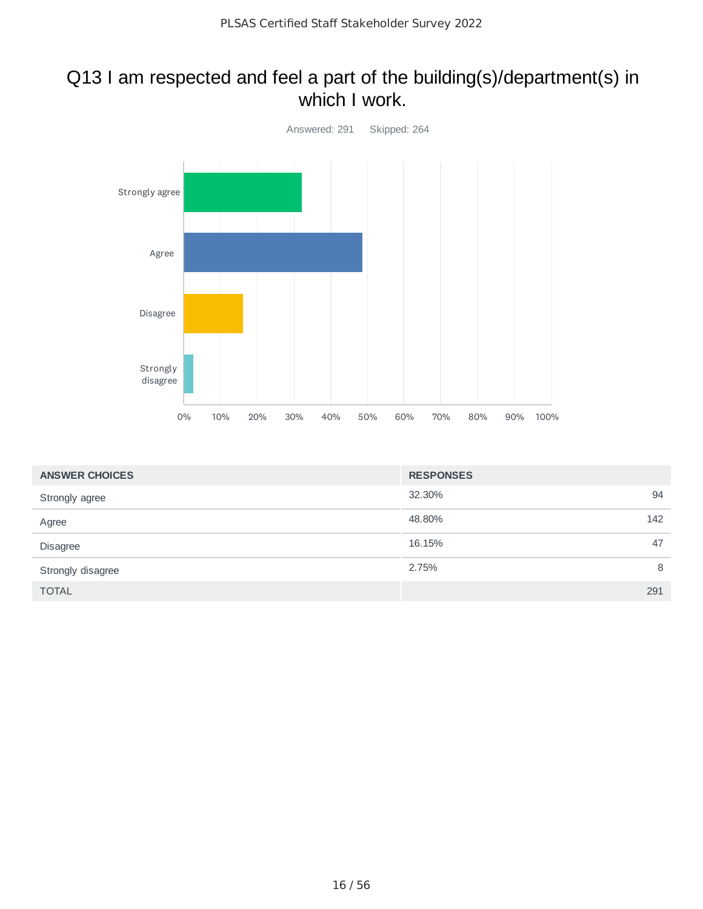## Q13 I am respected and feel a part of the building(s)/department(s) in which I work.

Answered: 291 Skipped: 264

| ANSWER CHOICES | RESPONSES | |
|---|---|---|
| Strongly agree | 32.30% | 94 |
| Agree | 48.80% | 142 |
| Disagree | 16.15% | 47 |
| Strongly disagree | 2.75% | 8 |
| TOTAL | | 291 |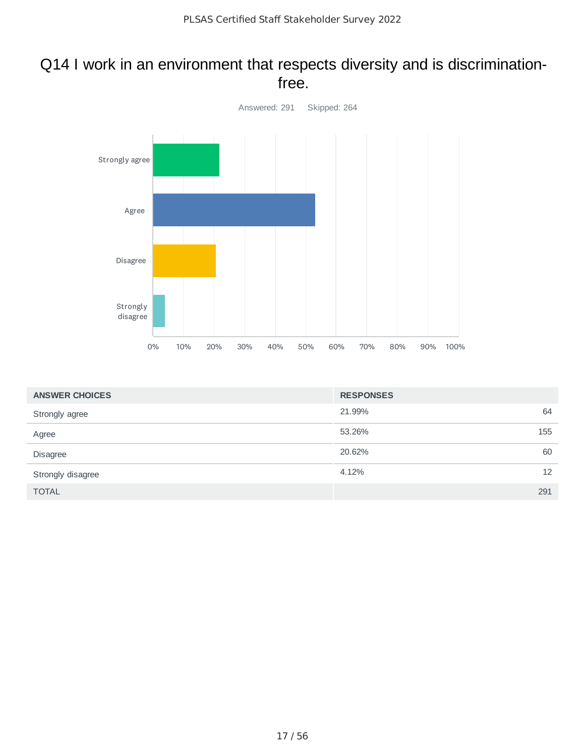# Q14 I work in an environment that respects diversity and is discrimination-free.

Answered: 291 Skipped: 264

| ANSWER CHOICES | RESPONSES | |
|---|---|---|
| Strongly agree | 21.99% | 64 |
| Agree | 53.26% | 155 |
| Disagree | 20.62% | 60 |
| Strongly disagree | 4.12% | 12 |
| TOTAL | | 291 |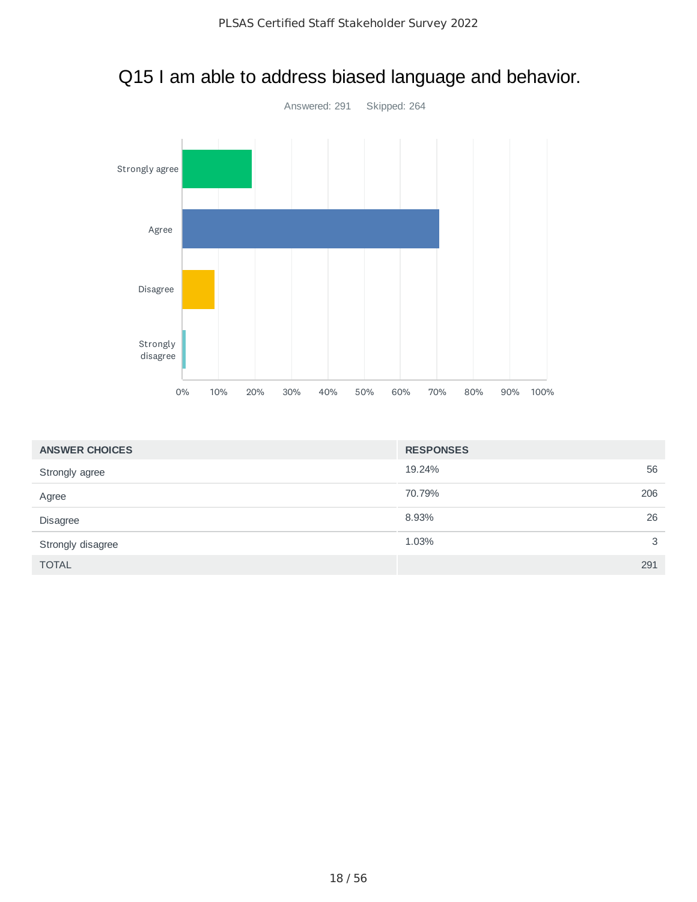# Q15 I am able to address biased language and behavior.

Answered: 291 Skipped: 264

| ANSWER CHOICES | RESPONSES | |
|---|---|---|
| Strongly agree | 19.24% | 56 |
| Agree | 70.79% | 206 |
| Disagree | 8.93% | 26 |
| Strongly disagree | 1.03% | 3 |
| TOTAL | | 291 |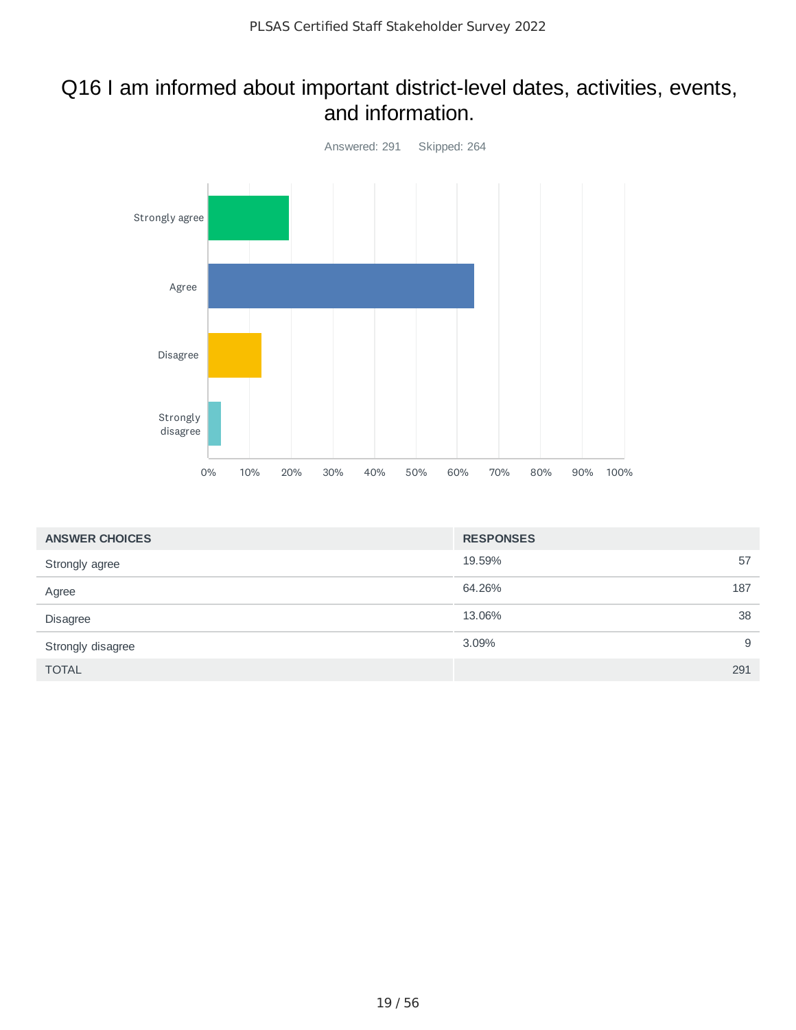# Q16 I am informed about important district-level dates, activities, events, and information.

Answered: 291 Skipped: 264

| ANSWER CHOICES | RESPONSES | |
|---|---|---|
| Strongly agree | 19.59% | 57 |
| Agree | 64.26% | 187 |
| Disagree | 13.06% | 38 |
| Strongly disagree | 3.09% | 9 |
| TOTAL | | 291 |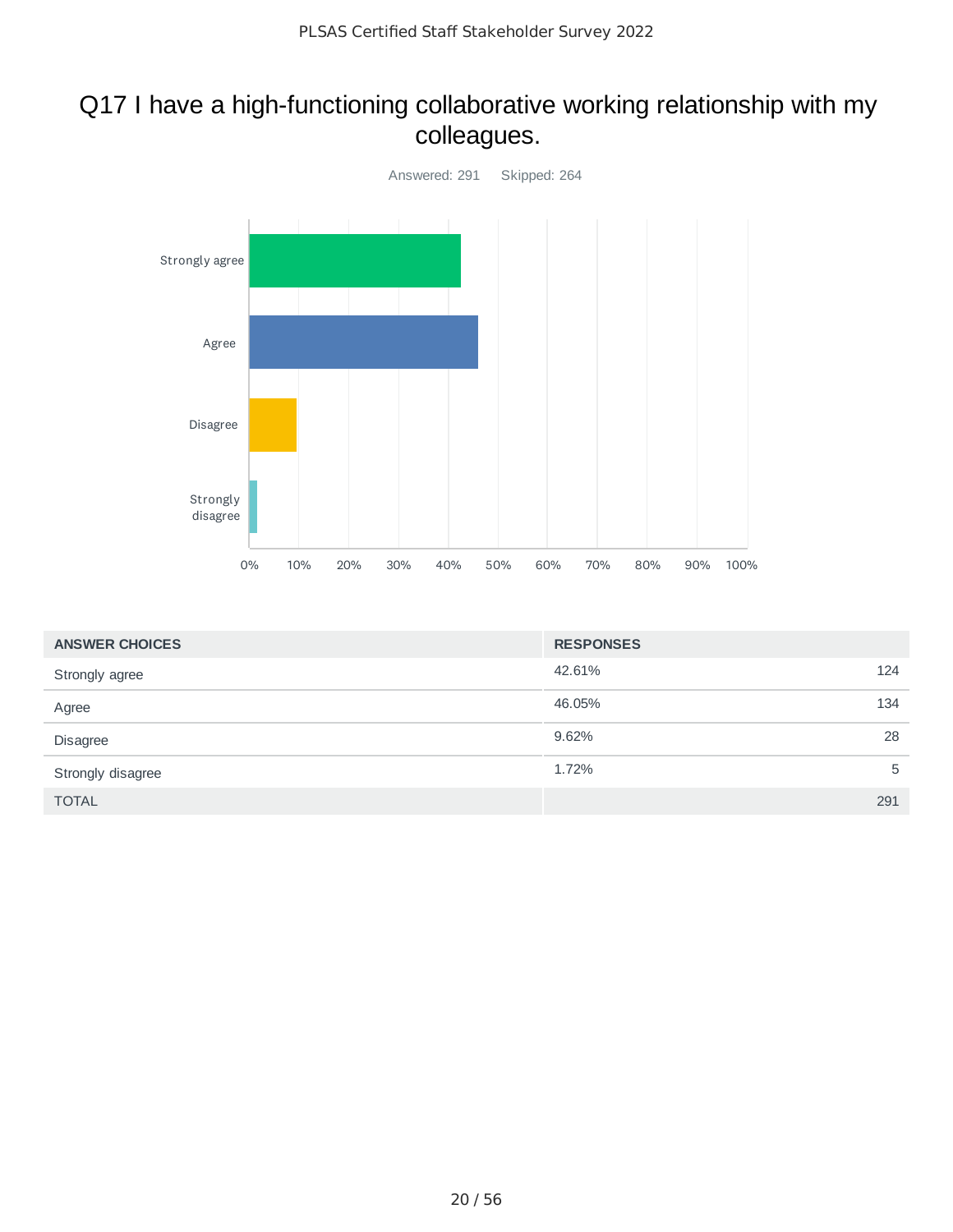# Q17 I have a high-functioning collaborative working relationship with my colleagues.

Answered: 291 Skipped: 264

| ANSWER CHOICES | RESPONSES | |
|---|---|---|
| Strongly agree | 42.61% | 124 |
| Agree | 46.05% | 134 |
| Disagree | 9.62% | 28 |
| Strongly disagree | 1.72% | 5 |
| TOTAL | | 291 |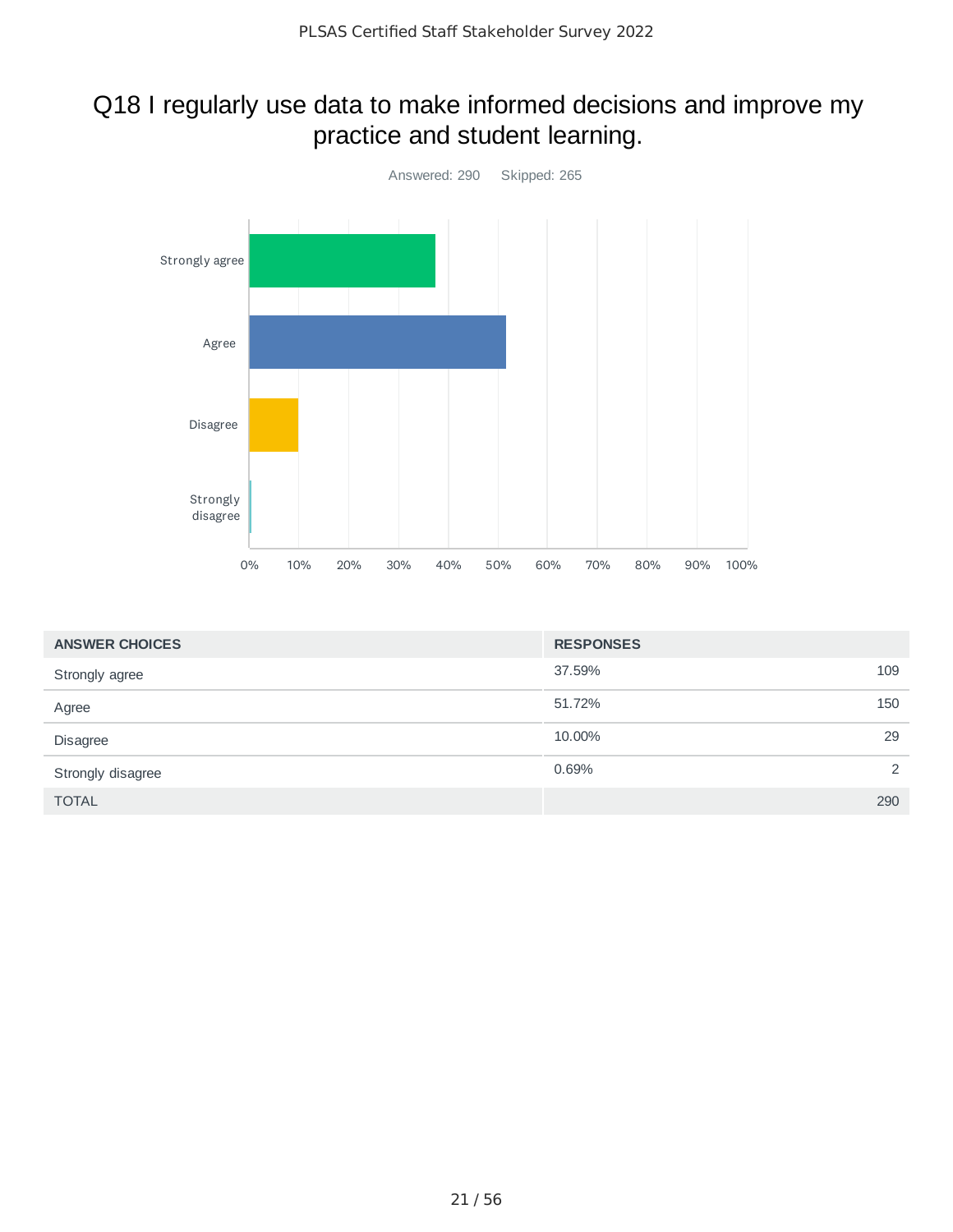# Q18 I regularly use data to make informed decisions and improve my practice and student learning.

Answered: 290 Skipped: 265

| ANSWER CHOICES | RESPONSES | |
|---|---|---|
| Strongly agree | 37.59% | 109 |
| Agree | 51.72% | 150 |
| Disagree | 10.00% | 29 |
| Strongly disagree | 0.69% | 2 |
| TOTAL | | 290 |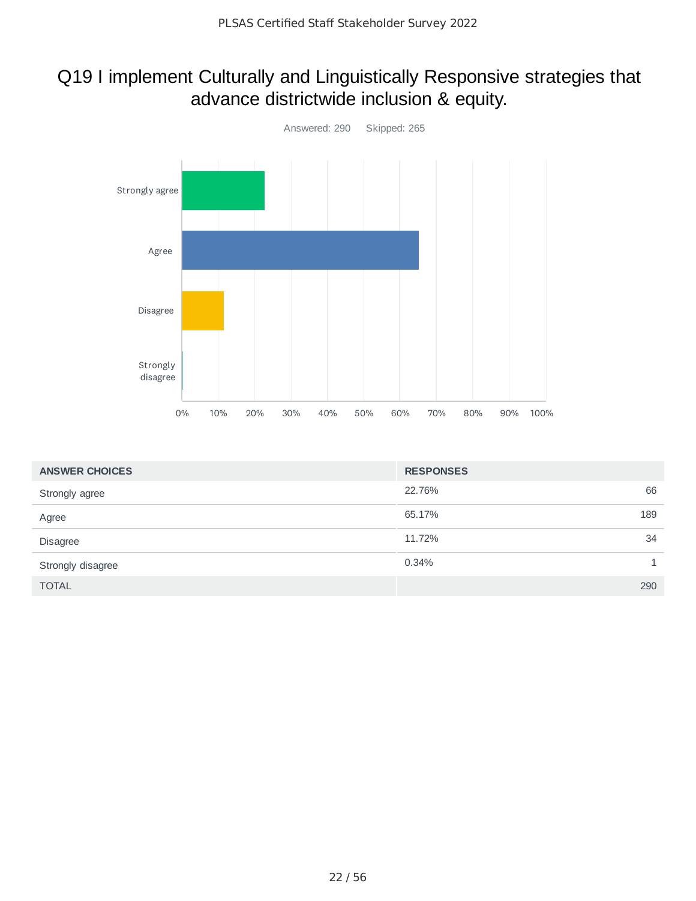# Q19 I implement Culturally and Linguistically Responsive strategies that advance districtwide inclusion & equity.

Answered: 290 Skipped: 265

| ANSWER CHOICES | RESPONSES | |
|---|---|---|
| Strongly agree | 22.76% | 66 |
| Agree | 65.17% | 189 |
| Disagree | 11.72% | 34 |
| Strongly disagree | 0.34% | 1 |
| TOTAL | | 290 |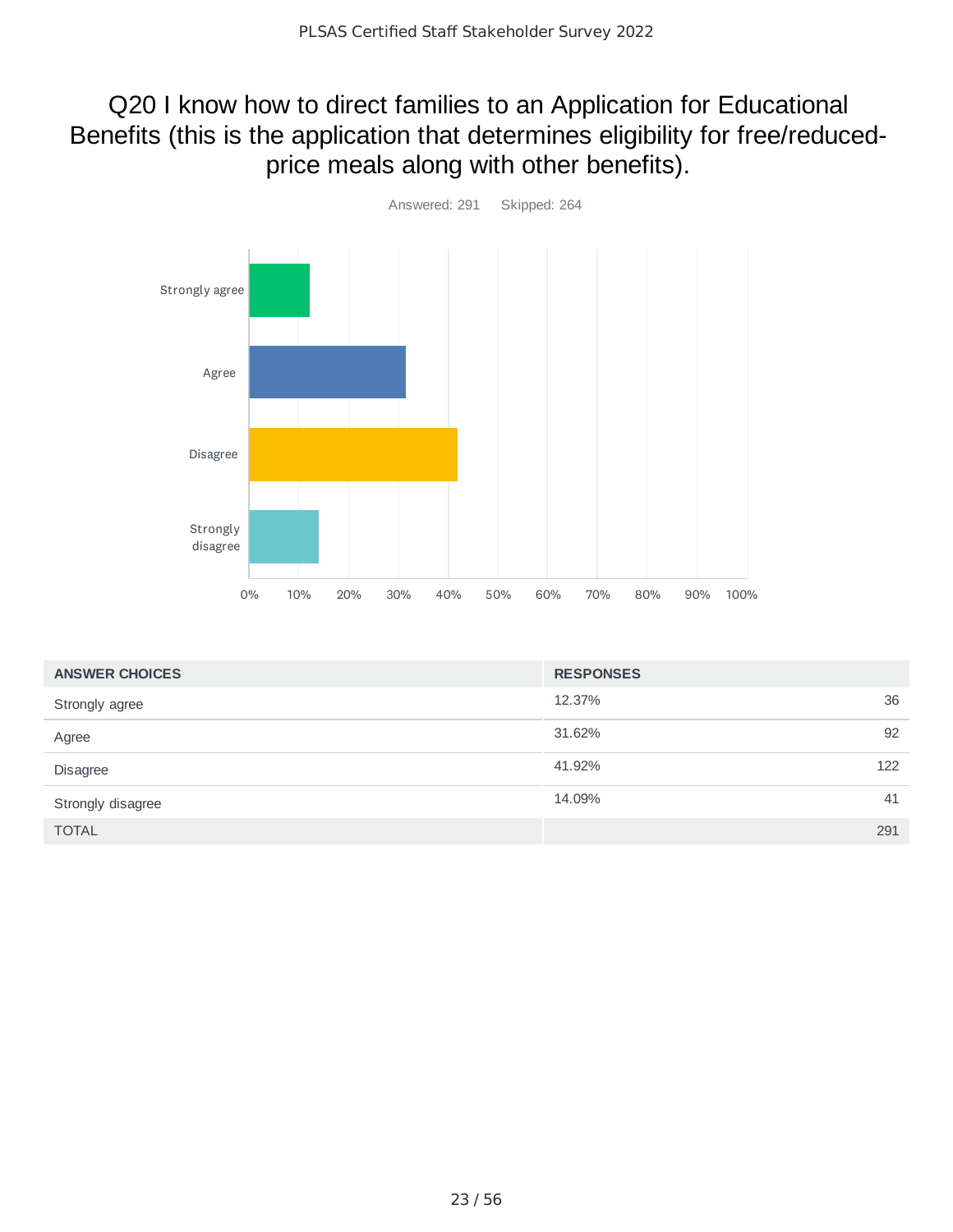# Q20 I know how to direct families to an Application for Educational Benefits (this is the application that determines eligibility for free/reduced-price meals along with other benefits).

Answered: 291 Skipped: 264

| ANSWER CHOICES | RESPONSES | |
|---|---|---|
| Strongly agree | 12.37% | 36 |
| Agree | 31.62% | 92 |
| Disagree | 41.92% | 122 |
| Strongly disagree | 14.09% | 41 |
| TOTAL | | 291 |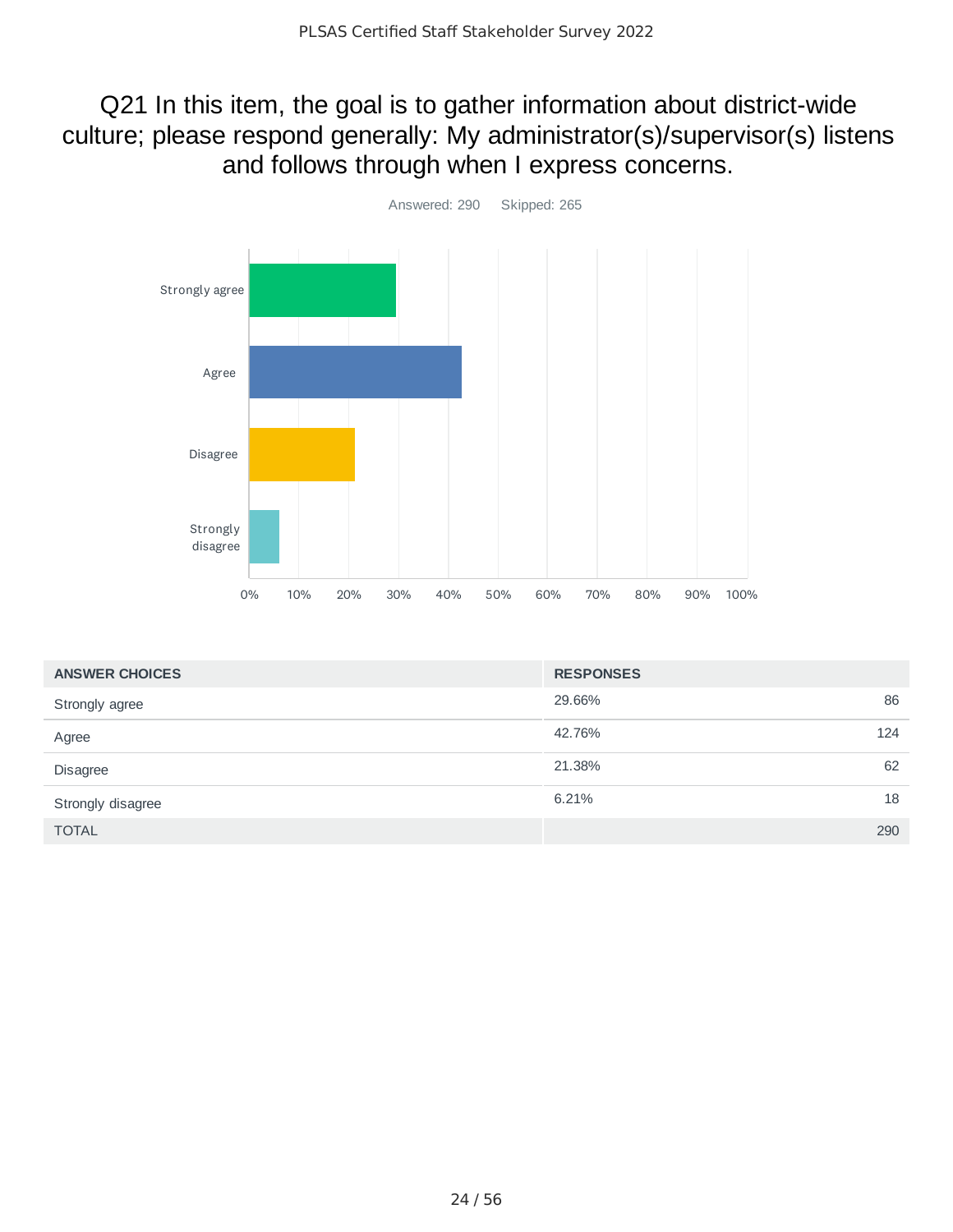# Q21 In this item, the goal is to gather information about district-wide culture; please respond generally: My administrator(s)/supervisor(s) listens and follows through when I express concerns.

Answered: 290 Skipped: 265

| ANSWER CHOICES | RESPONSES | |
|---|---|---|
| Strongly agree | 29.66% | 86 |
| Agree | 42.76% | 124 |
| Disagree | 21.38% | 62 |
| Strongly disagree | 6.21% | 18 |
| TOTAL | | 290 |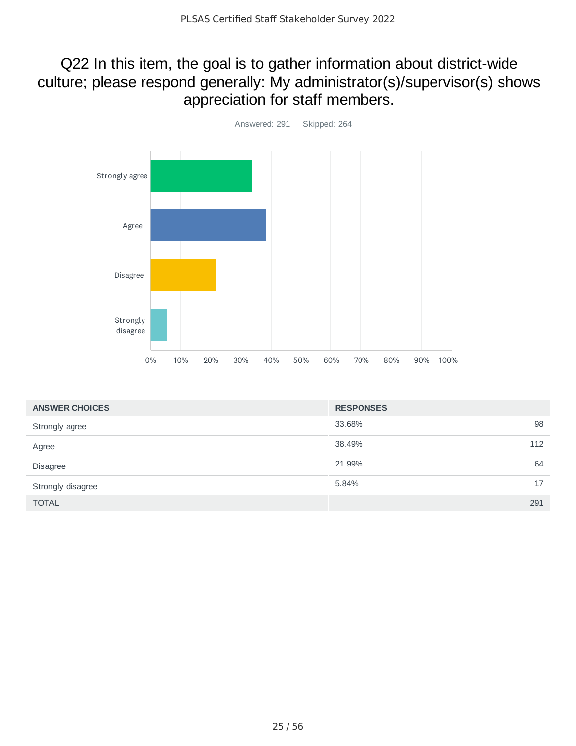# Q22 In this item, the goal is to gather information about district-wide culture; please respond generally: My administrator(s)/supervisor(s) shows appreciation for staff members.

Answered: 291 Skipped: 264

| ANSWER CHOICES | RESPONSES | |
|---|---|---|
| Strongly agree | 33.68% | 98 |
| Agree | 38.49% | 112 |
| Disagree | 21.99% | 64 |
| Strongly disagree | 5.84% | 17 |
| TOTAL | | 291 |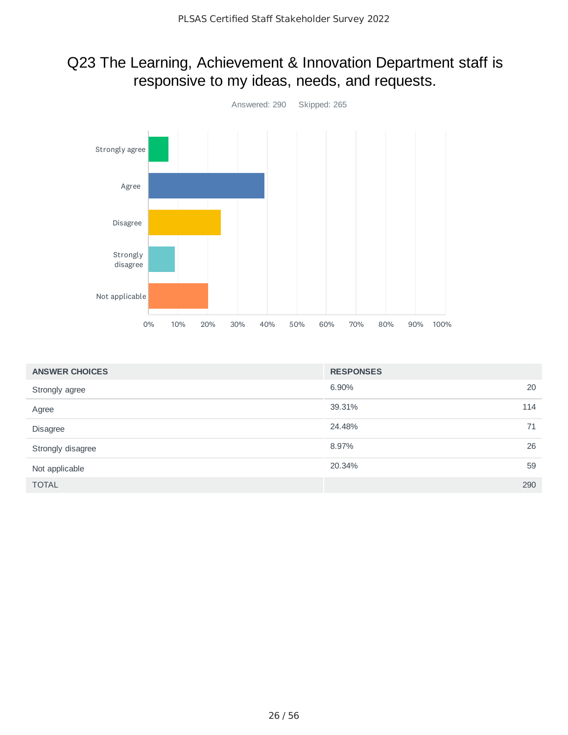# Q23 The Learning, Achievement & Innovation Department staff is responsive to my ideas, needs, and requests.

Answered: 290 Skipped: 265

| ANSWER CHOICES | RESPONSES | |
|---|---|---|
| Strongly agree | 6.90% | 20 |
| Agree | 39.31% | 114 |
| Disagree | 24.48% | 71 |
| Strongly disagree | 8.97% | 26 |
| Not applicable | 20.34% | 59 |
| TOTAL | | 290 |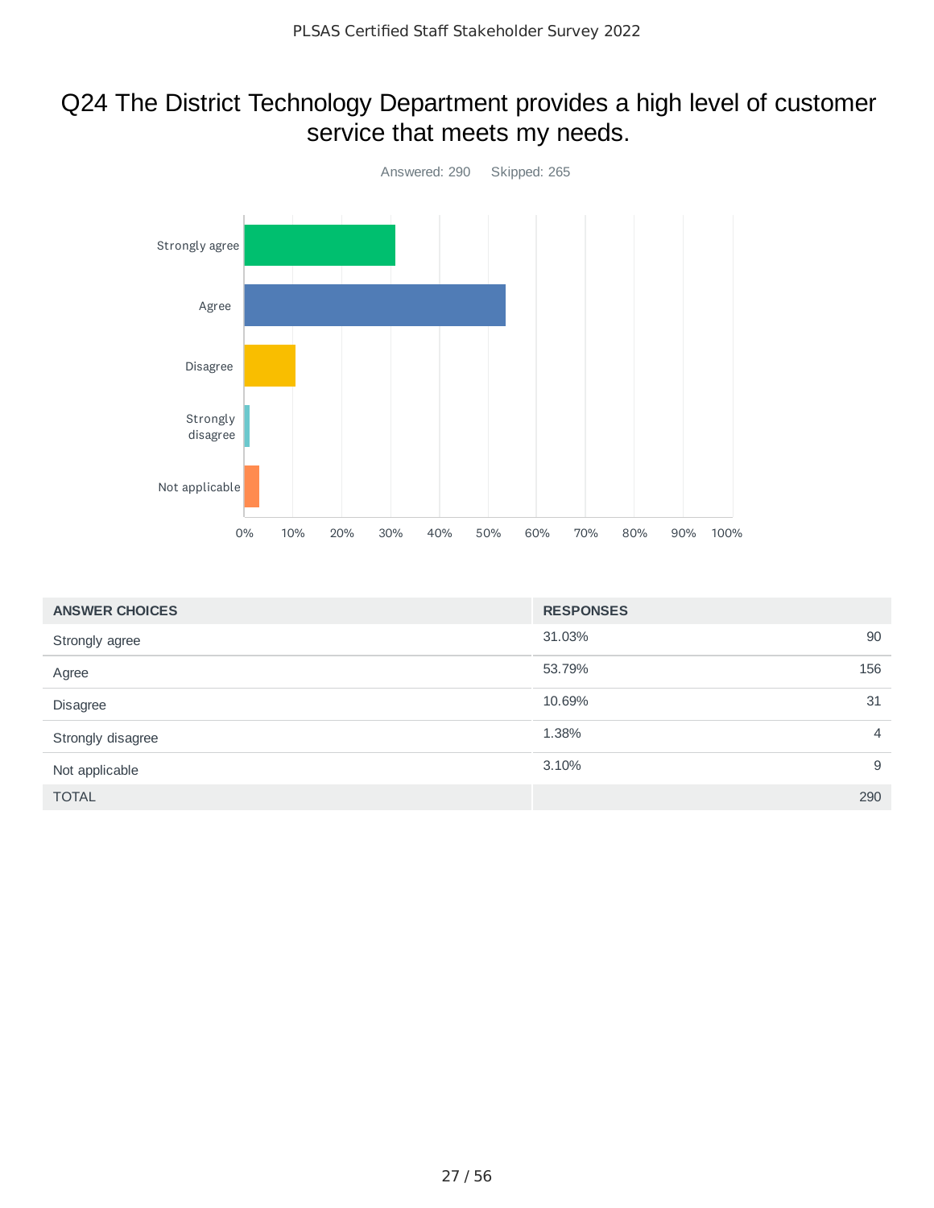# Q24 The District Technology Department provides a high level of customer service that meets my needs.

Answered: 290 Skipped: 265

| ANSWER CHOICES | RESPONSES | |
|---|---|---|
| Strongly agree | 31.03% | 90 |
| Agree | 53.79% | 156 |
| Disagree | 10.69% | 31 |
| Strongly disagree | 1.38% | 4 |
| Not applicable | 3.10% | 9 |
| TOTAL | | 290 |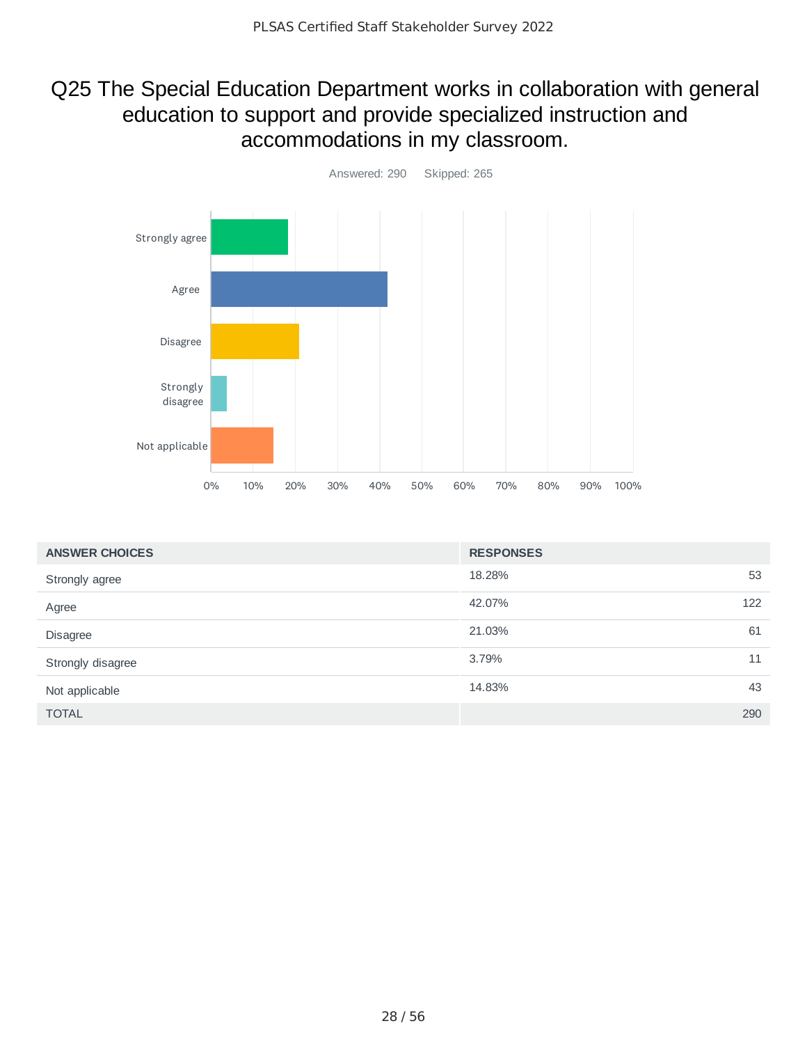# Q25 The Special Education Department works in collaboration with general education to support and provide specialized instruction and accommodations in my classroom.

Answered: 290 Skipped: 265

| ANSWER CHOICES | RESPONSES | |
|---|---|---|
| Strongly agree | 18.28% | 53 |
| Agree | 42.07% | 122 |
| Disagree | 21.03% | 61 |
| Strongly disagree | 3.79% | 11 |
| Not applicable | 14.83% | 43 |
| TOTAL | | 290 |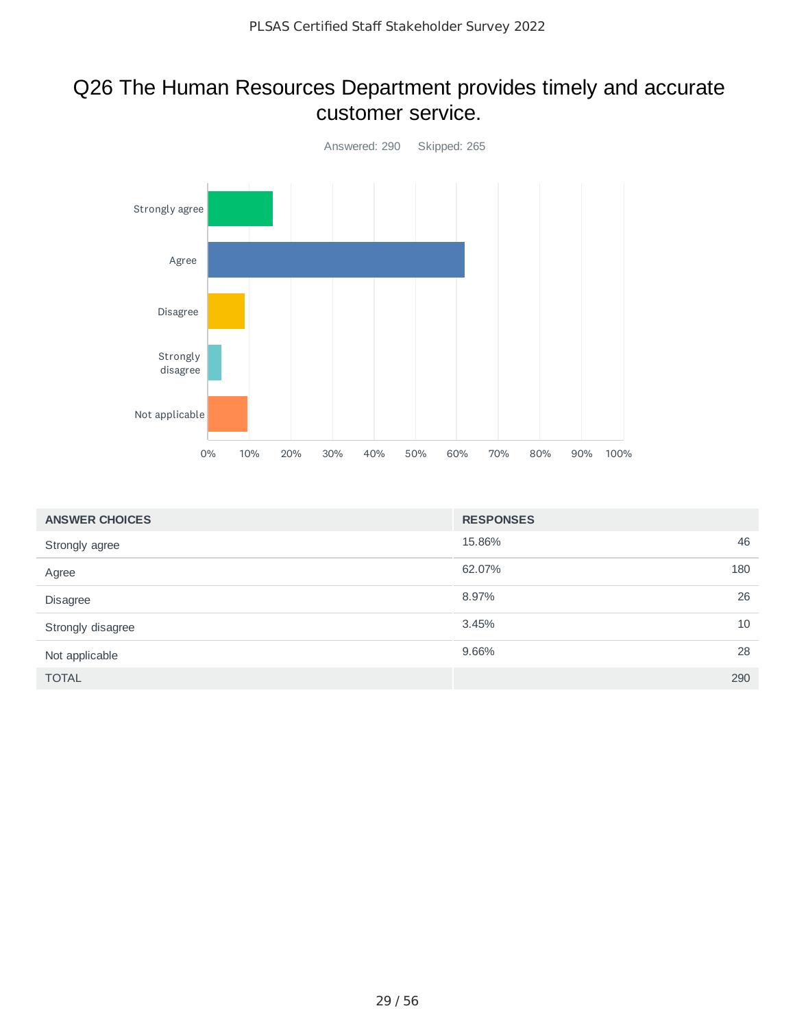# Q26 The Human Resources Department provides timely and accurate customer service.

Answered: 290 Skipped: 265

| ANSWER CHOICES | RESPONSES | |
|---|---|---|
| Strongly agree | 15.86% | 46 |
| Agree | 62.07% | 180 |
| Disagree | 8.97% | 26 |
| Strongly disagree | 3.45% | 10 |
| Not applicable | 9.66% | 28 |
| TOTAL | | 290 |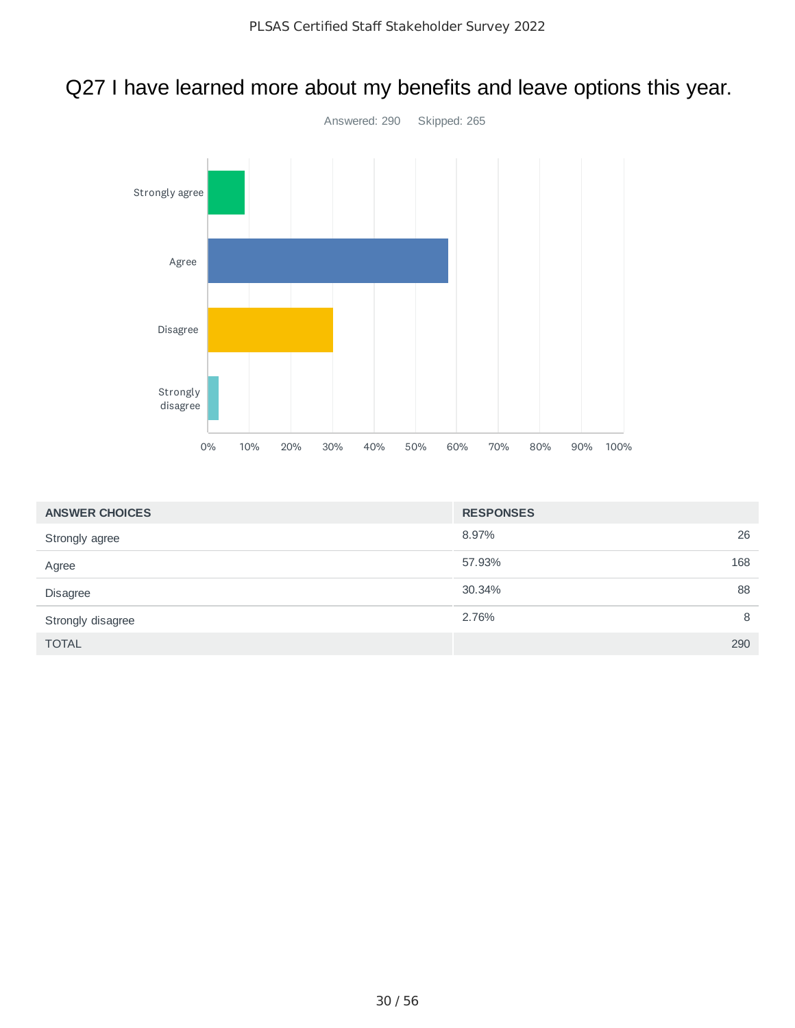# Q27 I have learned more about my benefits and leave options this year.

Answered: 290 Skipped: 265

| ANSWER CHOICES | RESPONSES | |
|---|---|---|
| Strongly agree | 8.97% | 26 |
| Agree | 57.93% | 168 |
| Disagree | 30.34% | 88 |
| Strongly disagree | 2.76% | 8 |
| TOTAL | | 290 |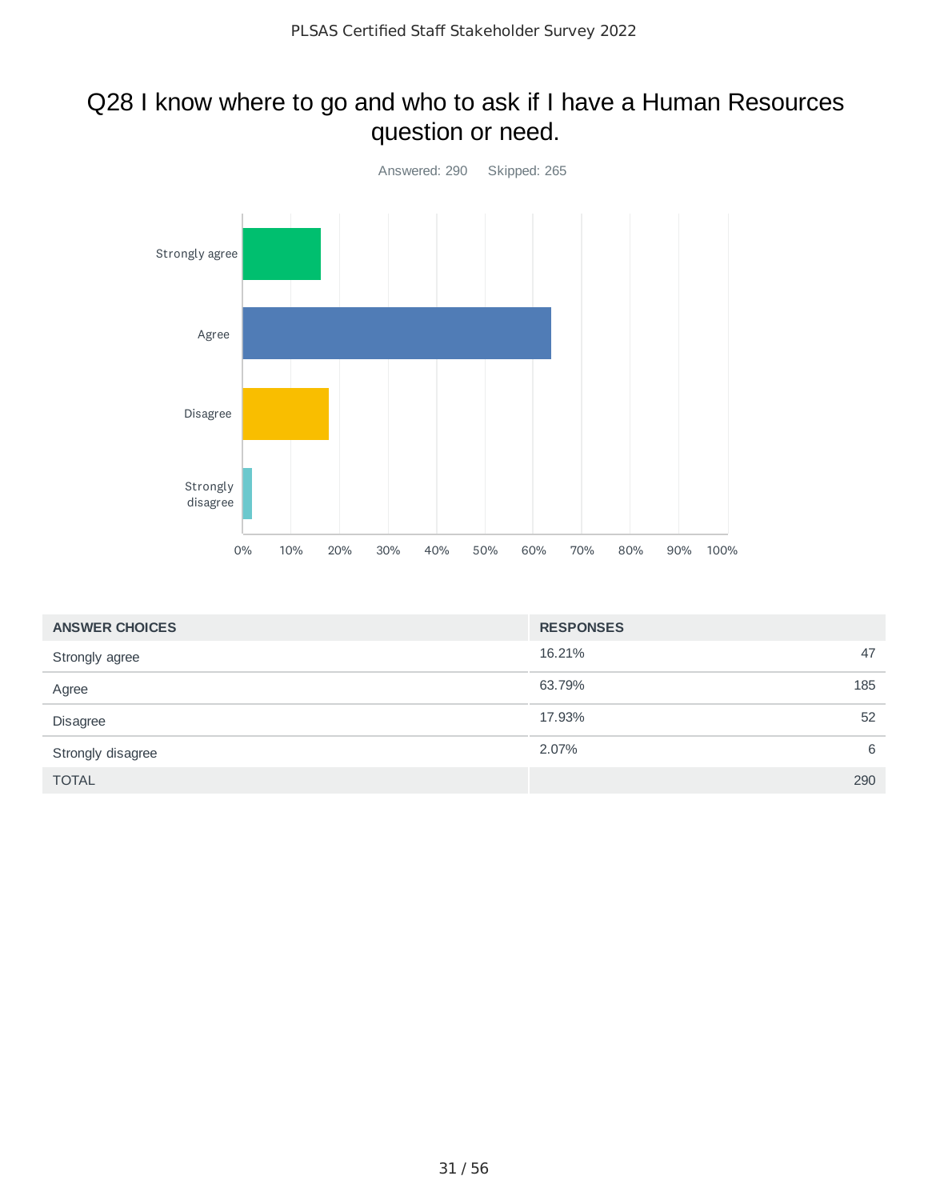# Q28 I know where to go and who to ask if I have a Human Resources question or need.

Answered: 290 Skipped: 265

| ANSWER CHOICES | RESPONSES | |
|---|---|---|
| Strongly agree | 16.21% | 47 |
| Agree | 63.79% | 185 |
| Disagree | 17.93% | 52 |
| Strongly disagree | 2.07% | 6 |
| TOTAL | | 290 |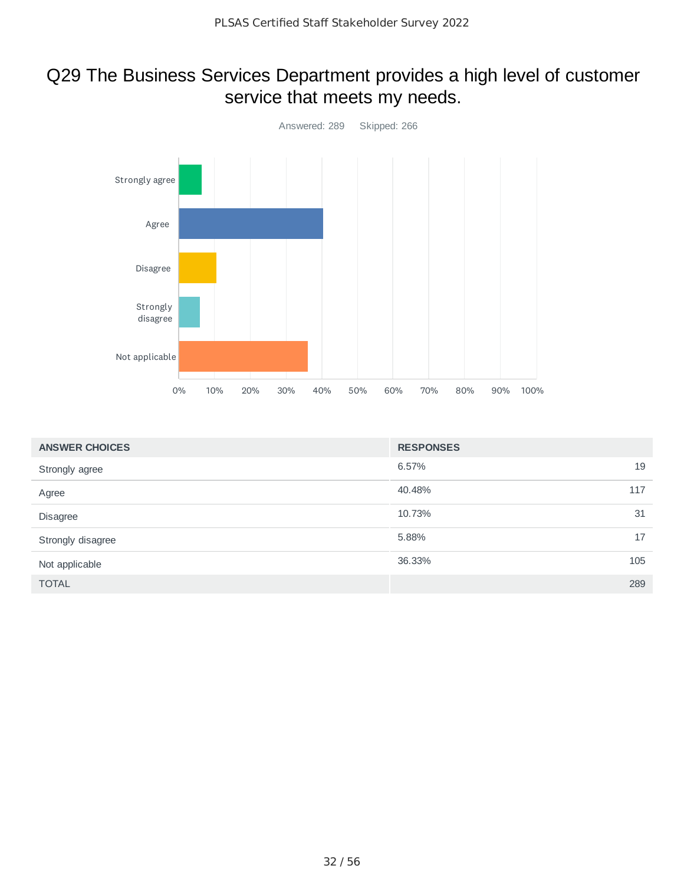# Q29 The Business Services Department provides a high level of customer service that meets my needs.

Answered: 289 Skipped: 266

| ANSWER CHOICES | RESPONSES | |
|---|---|---|
| Strongly agree | 6.57% | 19 |
| Agree | 40.48% | 117 |
| Disagree | 10.73% | 31 |
| Strongly disagree | 5.88% | 17 |
| Not applicable | 36.33% | 105 |
| TOTAL | | 289 |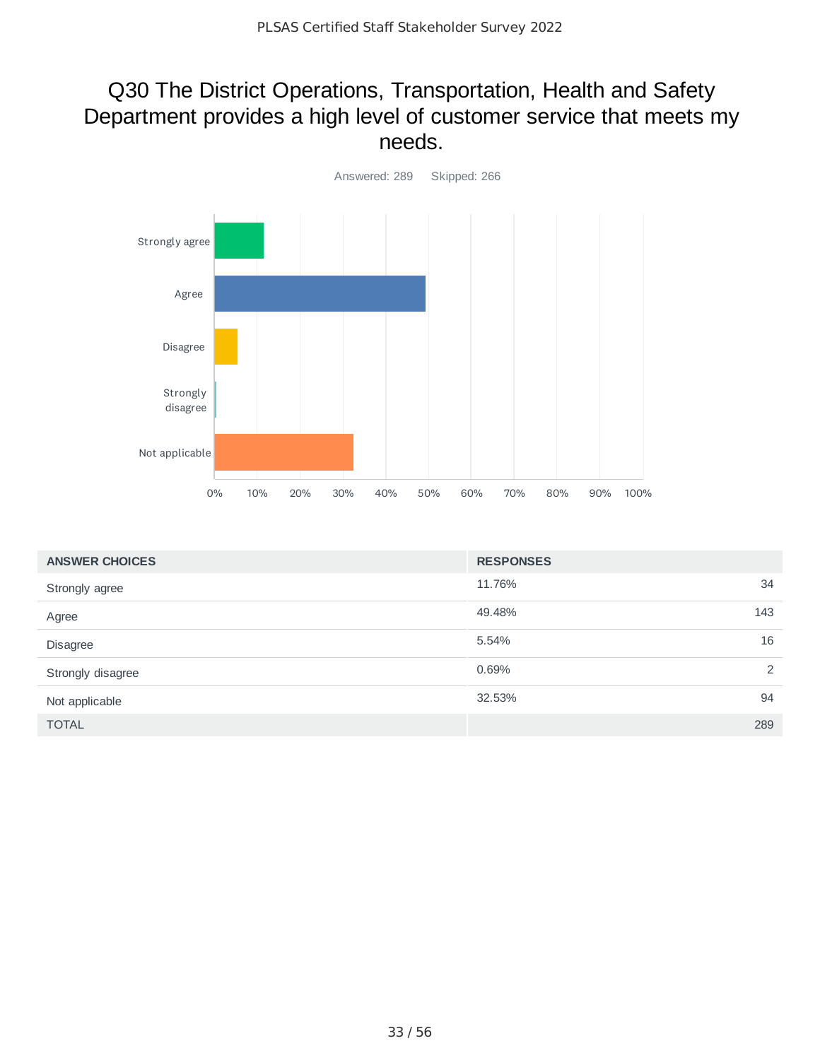# Q30 The District Operations, Transportation, Health and Safety Department provides a high level of customer service that meets my needs.

Answered: 289 Skipped: 266

| ANSWER CHOICES | RESPONSES | |
|---|---|---|
| Strongly agree | 11.76% | 34 |
| Agree | 49.48% | 143 |
| Disagree | 5.54% | 16 |
| Strongly disagree | 0.69% | 2 |
| Not applicable | 32.53% | 94 |
| TOTAL | | 289 |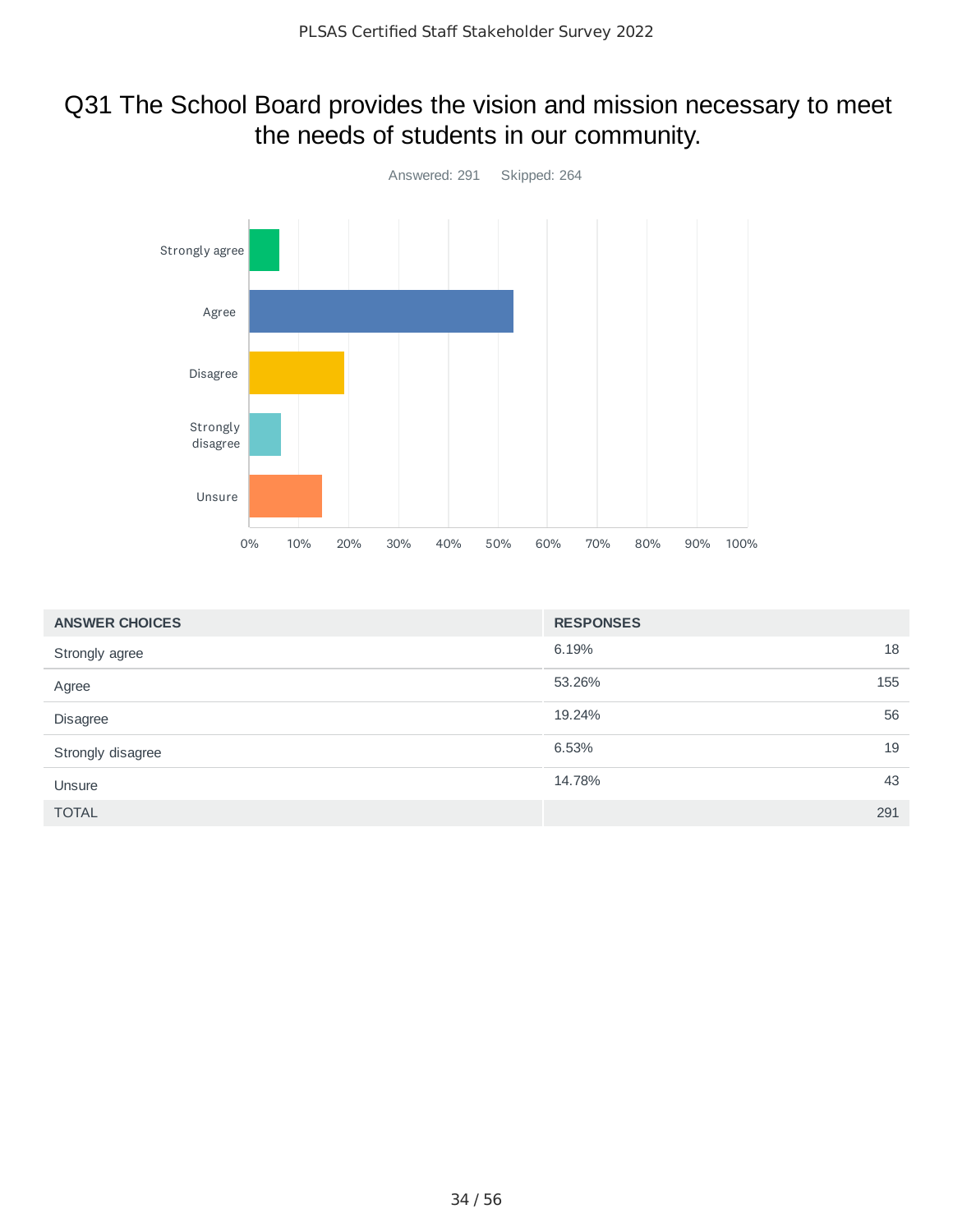# Q31 The School Board provides the vision and mission necessary to meet the needs of students in our community.

Answered: 291 Skipped: 264

| ANSWER CHOICES | RESPONSES | |
|---|---|---|
| Strongly agree | 6.19% | 18 |
| Agree | 53.26% | 155 |
| Disagree | 19.24% | 56 |
| Strongly disagree | 6.53% | 19 |
| Unsure | 14.78% | 43 |
| TOTAL | | 291 |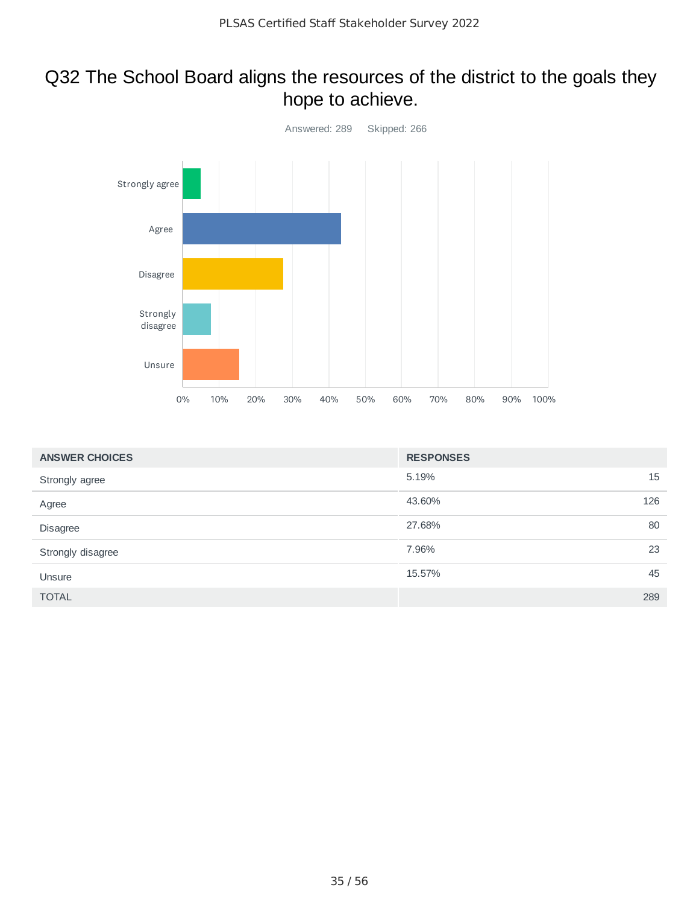# Q32 The School Board aligns the resources of the district to the goals they hope to achieve.

Answered: 289    Skipped: 266

| ANSWER CHOICES | RESPONSES | |
|---|---|---|
| Strongly agree | 5.19% | 15 |
| Agree | 43.60% | 126 |
| Disagree | 27.68% | 80 |
| Strongly disagree | 7.96% | 23 |
| Unsure | 15.57% | 45 |
| TOTAL | | 289 |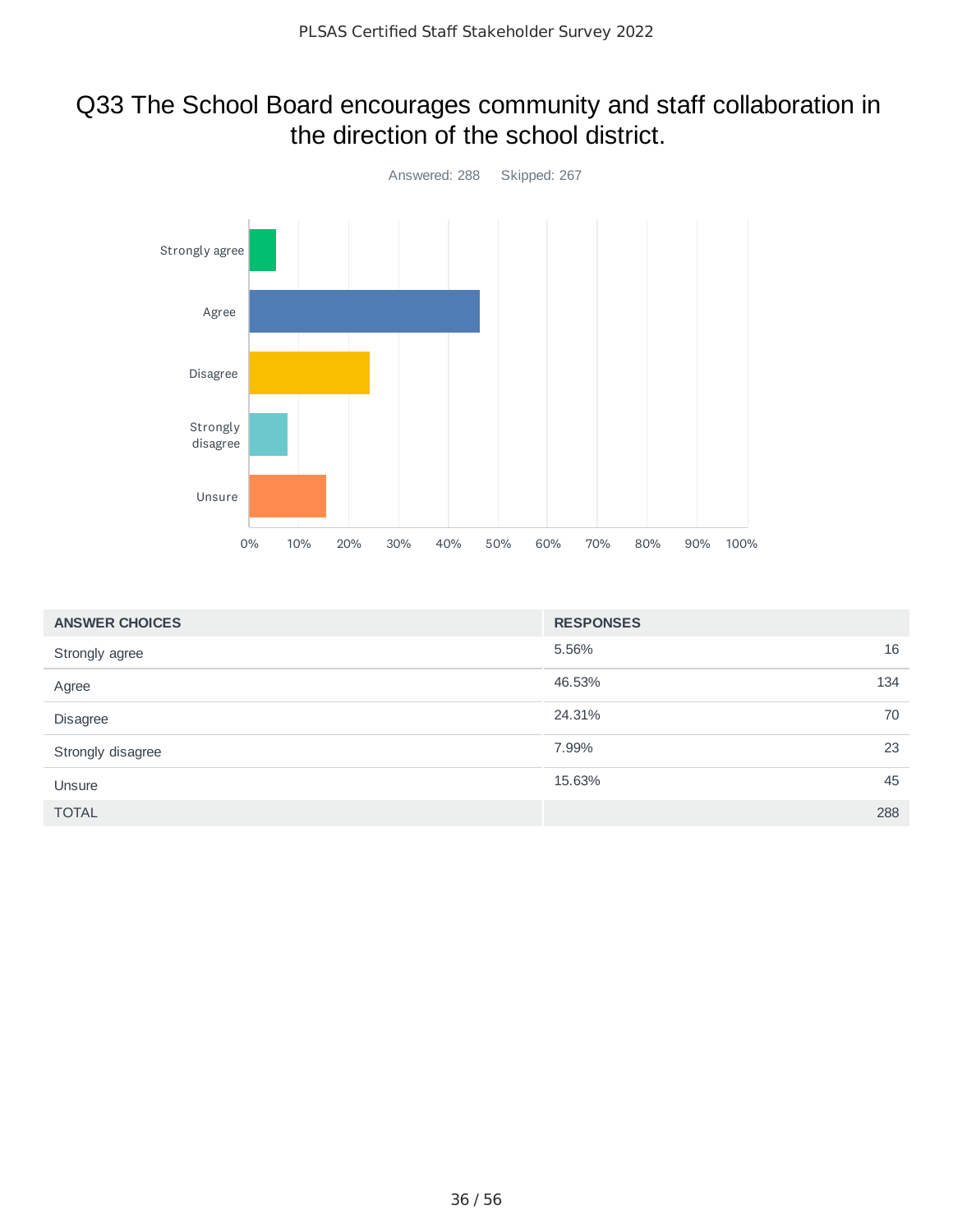# Q33 The School Board encourages community and staff collaboration in the direction of the school district.

Answered: 288 Skipped: 267

| ANSWER CHOICES | RESPONSES | |
|---|---|---|
| Strongly agree | 5.56% | 16 |
| Agree | 46.53% | 134 |
| Disagree | 24.31% | 70 |
| Strongly disagree | 7.99% | 23 |
| Unsure | 15.63% | 45 |
| TOTAL | | 288 |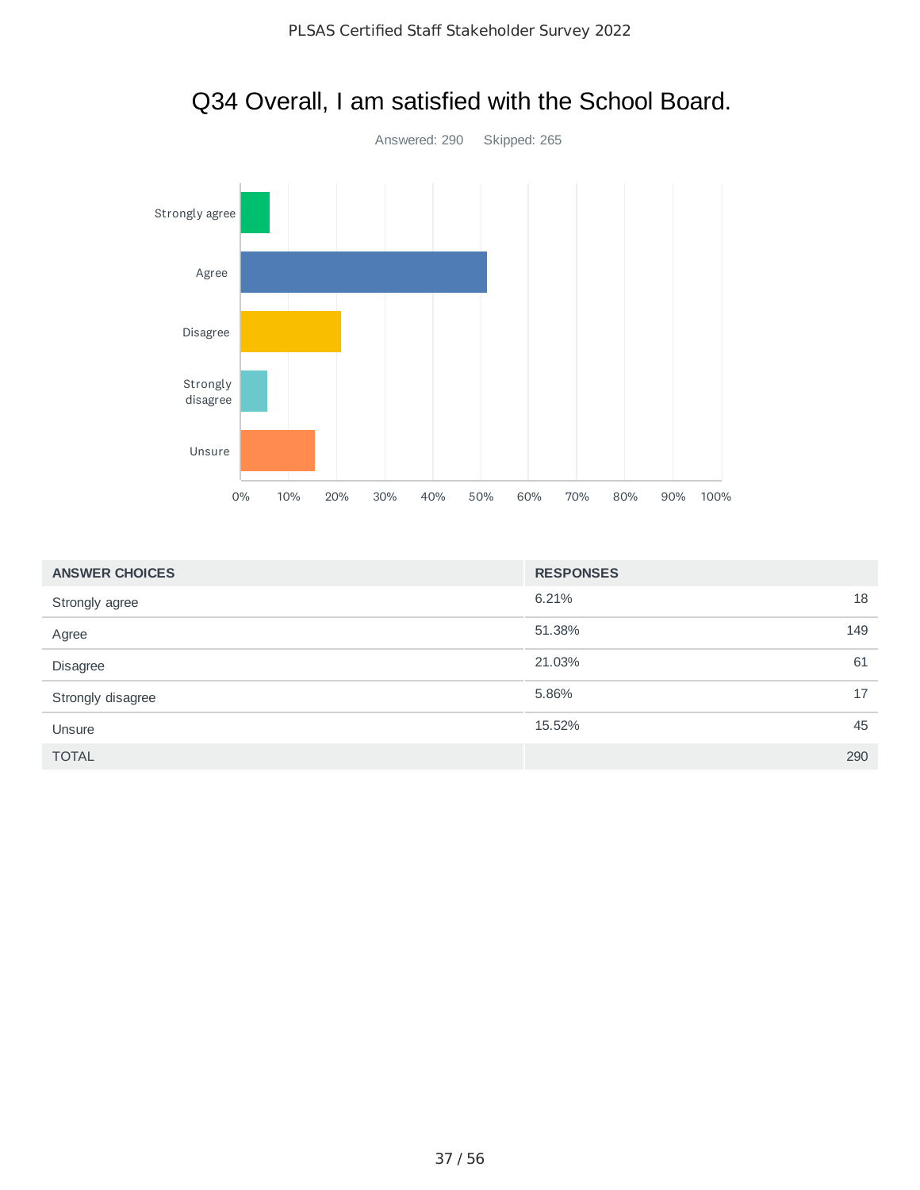# Q34 Overall, I am satisfied with the School Board.

Answered: 290 Skipped: 265

| ANSWER CHOICES | RESPONSES | |
|---|---|---|
| Strongly agree | 6.21% | 18 |
| Agree | 51.38% | 149 |
| Disagree | 21.03% | 61 |
| Strongly disagree | 5.86% | 17 |
| Unsure | 15.52% | 45 |
| TOTAL | | 290 |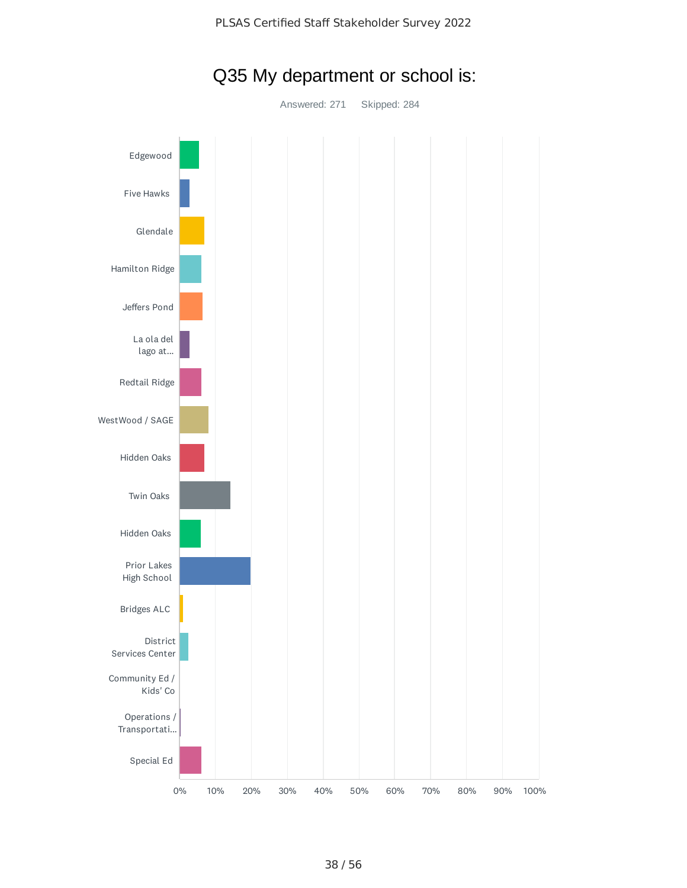## Q35 My department or school is:

Answered: 271 Skipped: 284

Edgewood

Five Hawks

Glendale

Hamilton Ridge

Jeffers Pond

La ola del lago at...

Redtail Ridge

WestWood / SAGE

Hidden Oaks

Twin Oaks

Hidden Oaks

Prior Lakes High School

Bridges ALC

District Services Center

Community Ed / Kids' Co

Operations / Transportati...

Special Ed

0% 10% 20% 30% 40% 50% 60% 70% 80% 90% 100%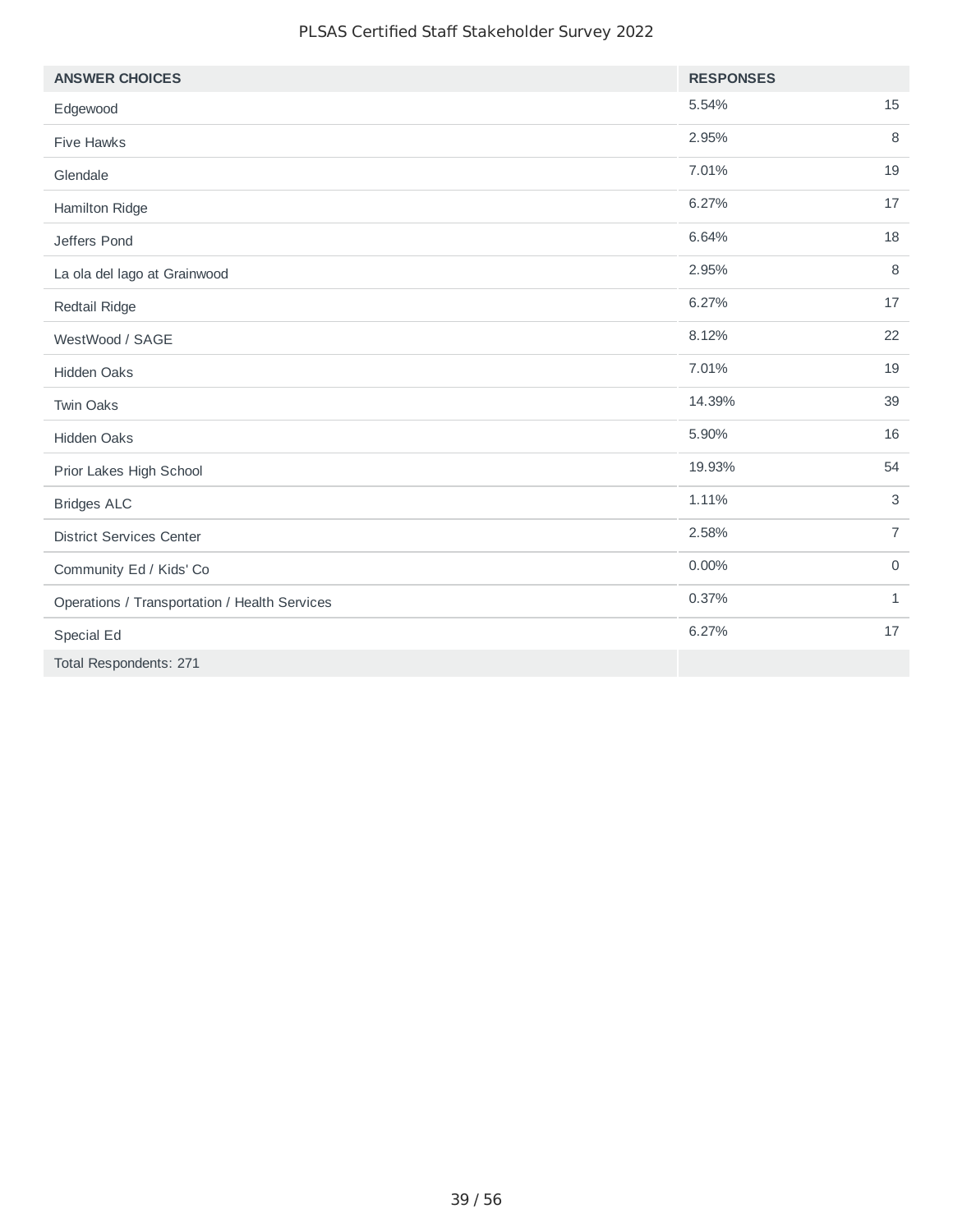| ANSWER CHOICES | RESPONSES | |
|---|---|---|
| Edgewood | 5.54% | 15 |
| Five Hawks | 2.95% | 8 |
| Glendale | 7.01% | 19 |
| Hamilton Ridge | 6.27% | 17 |
| Jeffers Pond | 6.64% | 18 |
| La ola del lago at Grainwood | 2.95% | 8 |
| Redtail Ridge | 6.27% | 17 |
| WestWood / SAGE | 8.12% | 22 |
| Hidden Oaks | 7.01% | 19 |
| Twin Oaks | 14.39% | 39 |
| Hidden Oaks | 5.90% | 16 |
| Prior Lakes High School | 19.93% | 54 |
| Bridges ALC | 1.11% | 3 |
| District Services Center | 2.58% | 7 |
| Community Ed / Kids' Co | 0.00% | 0 |
| Operations / Transportation / Health Services | 0.37% | 1 |
| Special Ed | 6.27% | 17 |
| Total Respondents: 271 | | |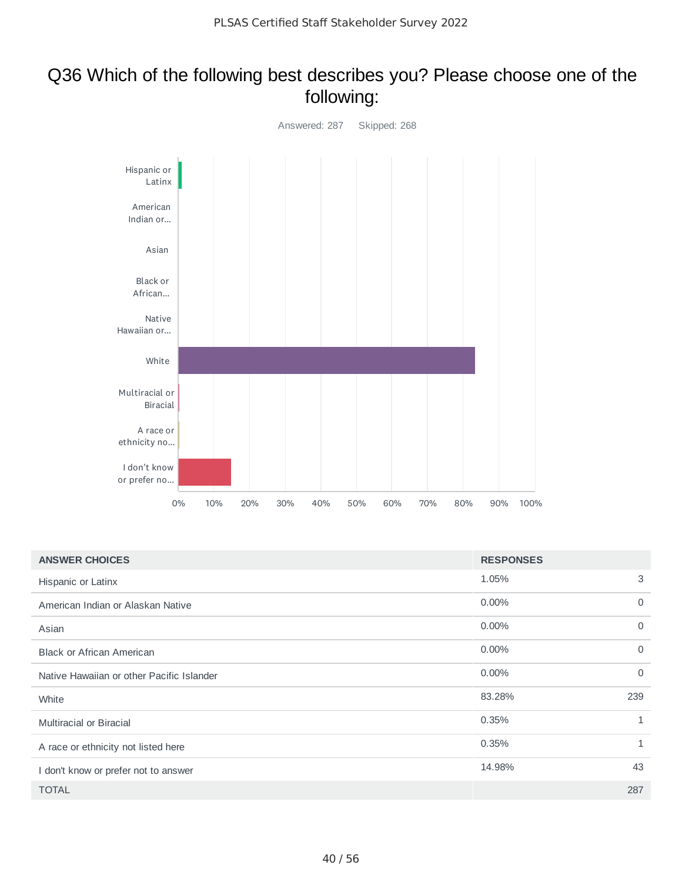# Q36 Which of the following best describes you? Please choose one of the following:

Answered: 287 Skipped: 268

Hispanic or Latinx

American Indian or...

Asian

Black or African...

Native Hawaiian or...

White

Multiracial or Biracial

A race or ethnicity no...

I don't know or prefer no...

0% 10% 20% 30% 40% 50% 60% 70% 80% 90% 100%

| ANSWER CHOICES | RESPONSES | |
|---|---|---|
| Hispanic or Latinx | 1.05% | 3 |
| American Indian or Alaskan Native | 0.00% | 0 |
| Asian | 0.00% | 0 |
| Black or African American | 0.00% | 0 |
| Native Hawaiian or other Pacific Islander | 0.00% | 0 |
| White | 83.28% | 239 |
| Multiracial or Biracial | 0.35% | 1 |
| A race or ethnicity not listed here | 0.35% | 1 |
| I don't know or prefer not to answer | 14.98% | 43 |
| TOTAL | | 287 |